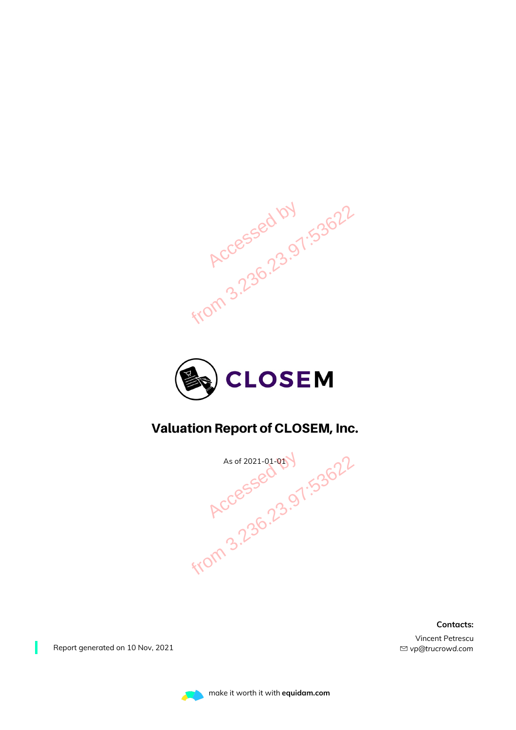# Valuation Report of CLOSEM, Inc.

As of 2021-01-01

Report generated on 10 Nov, 2021

**Contacts:**

Vincent Petrescu
vp@trucrowd.com

make it worth it with **equidam.com**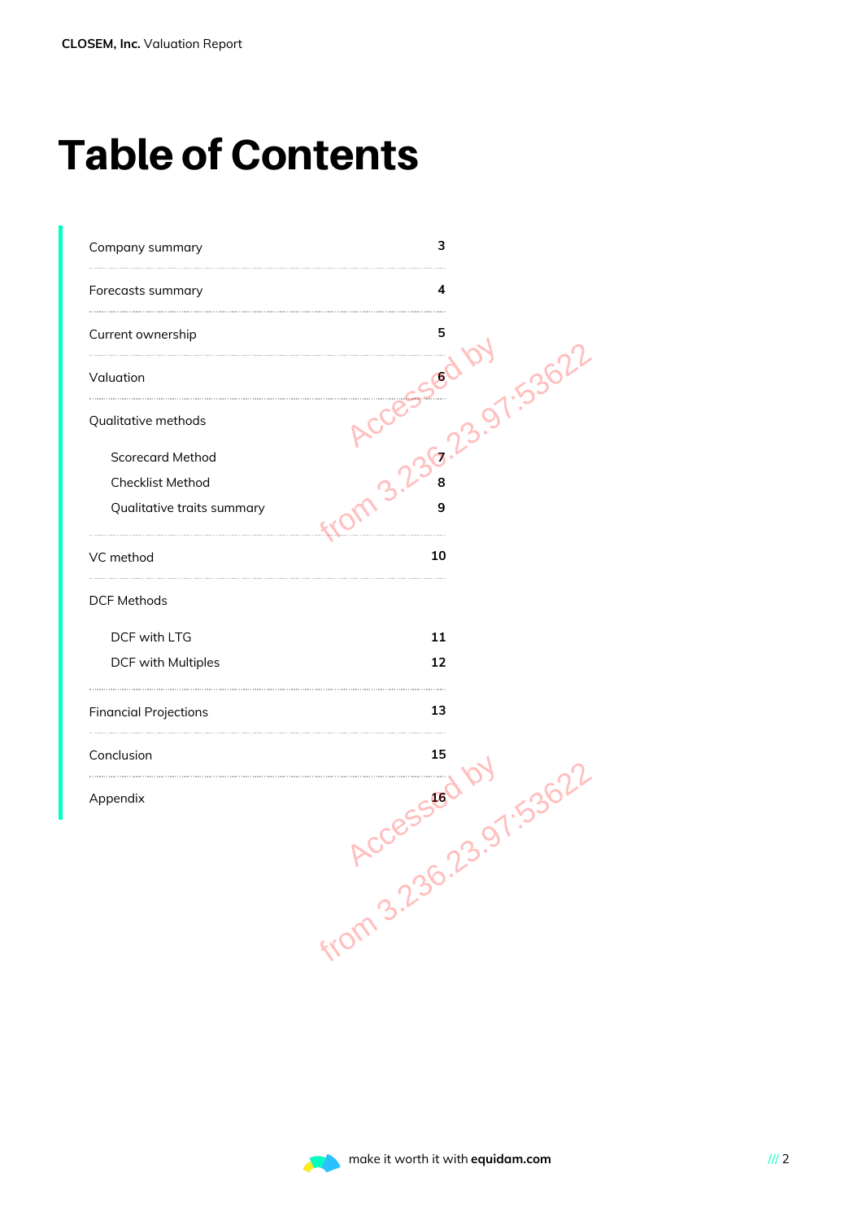# Table of Contents

| Section | Page |
|---|---|
| Company summary | 3 |
| Forecasts summary | 4 |
| Current ownership | 5 |
| Valuation | 6 |
| Qualitative methods | |
| Scorecard Method | 7 |
| Checklist Method | 8 |
| Qualitative traits summary | 9 |
| VC method | 10 |
| DCF Methods | |
| DCF with LTG | 11 |
| DCF with Multiples | 12 |
| Financial Projections | 13 |
| Conclusion | 15 |
| Appendix | 16 |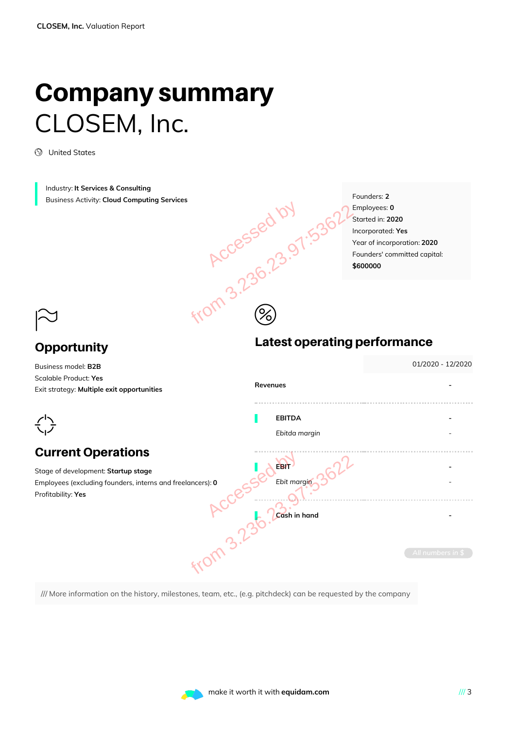# Company summary

CLOSEM, Inc.

United States

Industry: **It Services & Consulting**
Business Activity: **Cloud Computing Services**

Founders: **2**
Employees: **0**
Started in: **2020**
Incorporated: **Yes**
Year of incorporation: **2020**
Founders' committed capital: **$600000**

## Opportunity

Business model: **B2B**
Scalable Product: **Yes**
Exit strategy: **Multiple exit opportunities**

## Current Operations

Stage of development: **Startup stage**
Employees (excluding founders, interns and freelancers): **0**
Profitability: **Yes**

## Latest operating performance

| | 01/2020 - 12/2020 |
|---|---|
| **Revenues** | - |
| **EBITDA** | - |
| *Ebitda margin* | - |
| **EBIT** | - |
| *Ebit margin* | - |
| **Cash in hand** | - |

All numbers in $

/// More information on the history, milestones, team, etc., (e.g. pitchdeck) can be requested by the company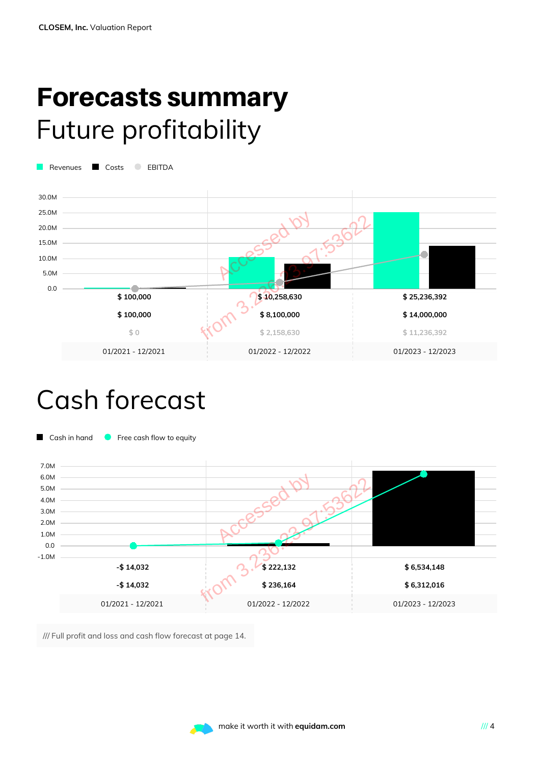# Forecasts summary

## Future profitability

| | 01/2021 - 12/2021 | 01/2022 - 12/2022 | 01/2023 - 12/2023 |
|---|---|---|---|
| Revenues | $ 100,000 | $ 10,258,630 | $ 25,236,392 |
| Costs | $ 100,000 | $ 8,100,000 | $ 14,000,000 |
| EBITDA | $ 0 | $ 2,158,630 | $ 11,236,392 |

## Cash forecast

| | 01/2021 - 12/2021 | 01/2022 - 12/2022 | 01/2023 - 12/2023 |
|---|---|---|---|
| Cash in hand | -$ 14,032 | $ 222,132 | $ 6,534,148 |
| Free cash flow to equity | -$ 14,032 | $ 236,164 | $ 6,312,016 |

/// Full profit and loss and cash flow forecast at page 14.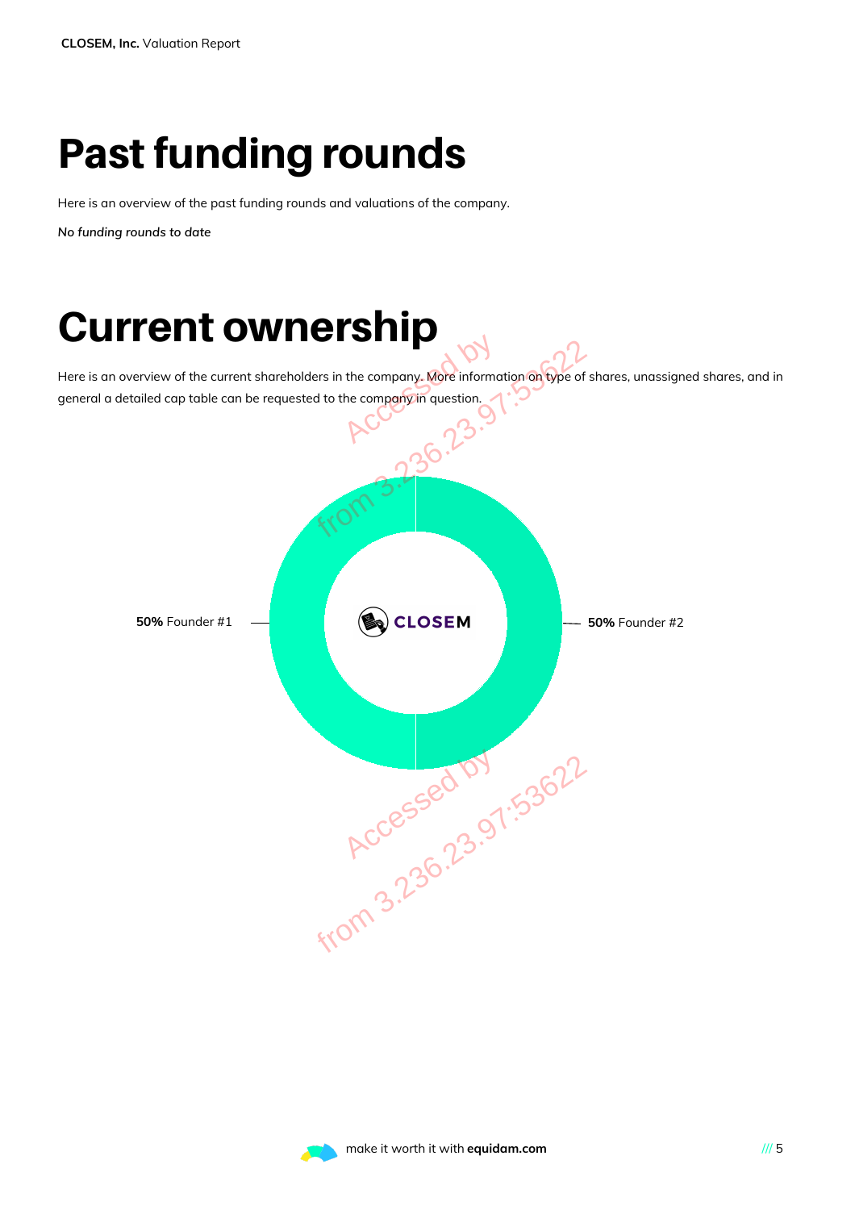# Past funding rounds

Here is an overview of the past funding rounds and valuations of the company.

*No funding rounds to date*

# Current ownership

Here is an overview of the current shareholders in the company. More information on type of shares, unassigned shares, and in general a detailed cap table can be requested to the company in question.

**50%** Founder #1

**50%** Founder #2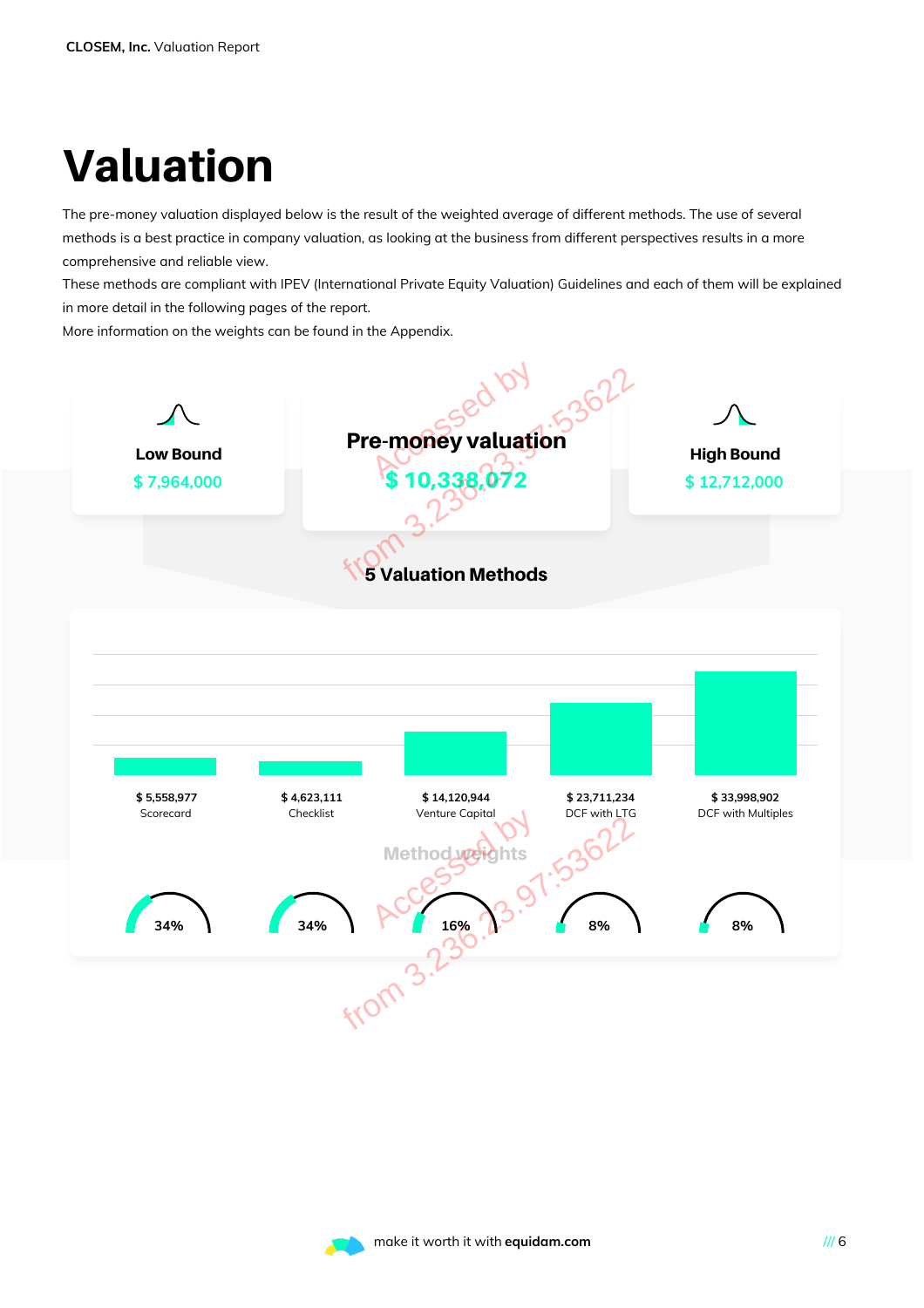# Valuation

The pre-money valuation displayed below is the result of the weighted average of different methods. The use of several methods is a best practice in company valuation, as looking at the business from different perspectives results in a more comprehensive and reliable view.

These methods are compliant with IPEV (International Private Equity Valuation) Guidelines and each of them will be explained in more detail in the following pages of the report.

More information on the weights can be found in the Appendix.

| Low Bound | Pre-money valuation | High Bound |
|---|---|---|
| $ 7,964,000 | $ 10,338,072 | $ 12,712,000 |

**5 Valuation Methods**

| Method | Value | Method weight |
|---|---|---|
| Scorecard | $ 5,558,977 | 34% |
| Checklist | $ 4,623,111 | 34% |
| Venture Capital | $ 14,120,944 | 16% |
| DCF with LTG | $ 23,711,234 | 8% |
| DCF with Multiples | $ 33,998,902 | 8% |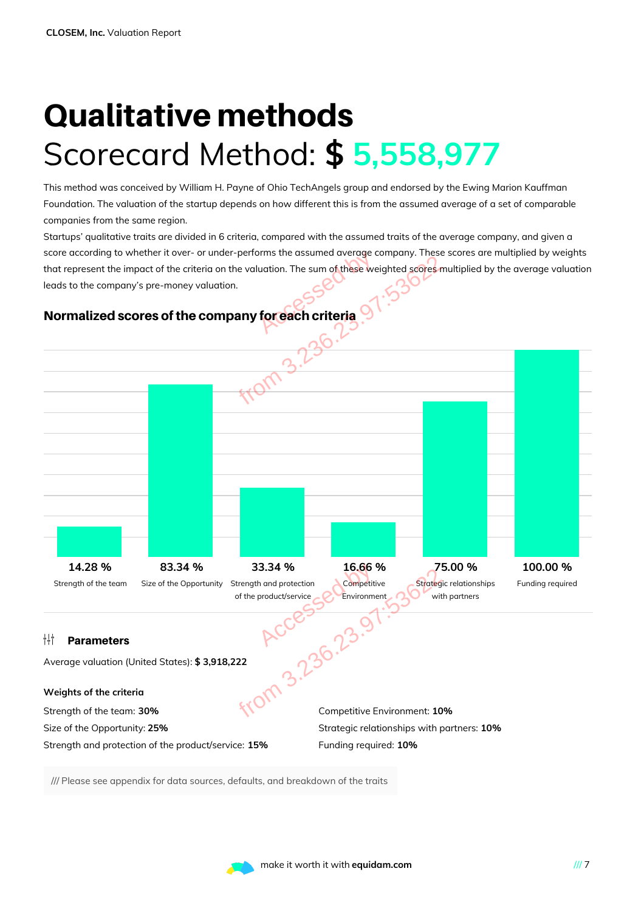# Qualitative methods

## Scorecard Method: $ 5,558,977

This method was conceived by William H. Payne of Ohio TechAngels group and endorsed by the Ewing Marion Kauffman Foundation. The valuation of the startup depends on how different this is from the assumed average of a set of comparable companies from the same region.

Startups' qualitative traits are divided in 6 criteria, compared with the assumed traits of the average company, and given a score according to whether it over- or under-performs the assumed average company. These scores are multiplied by weights that represent the impact of the criteria on the valuation. The sum of these weighted scores multiplied by the average valuation leads to the company's pre-money valuation.

### Normalized scores of the company for each criteria

| Criteria | Score |
|---|---|
| Strength of the team | 14.28 % |
| Size of the Opportunity | 83.34 % |
| Strength and protection of the product/service | 33.34 % |
| Competitive Environment | 16.66 % |
| Strategic relationships with partners | 75.00 % |
| Funding required | 100.00 % |

### Parameters

Average valuation (United States): **$ 3,918,222**

**Weights of the criteria**

Strength of the team: **30%**
Size of the Opportunity: **25%**
Strength and protection of the product/service: **15%**
Competitive Environment: **10%**
Strategic relationships with partners: **10%**
Funding required: **10%**

/// Please see appendix for data sources, defaults, and breakdown of the traits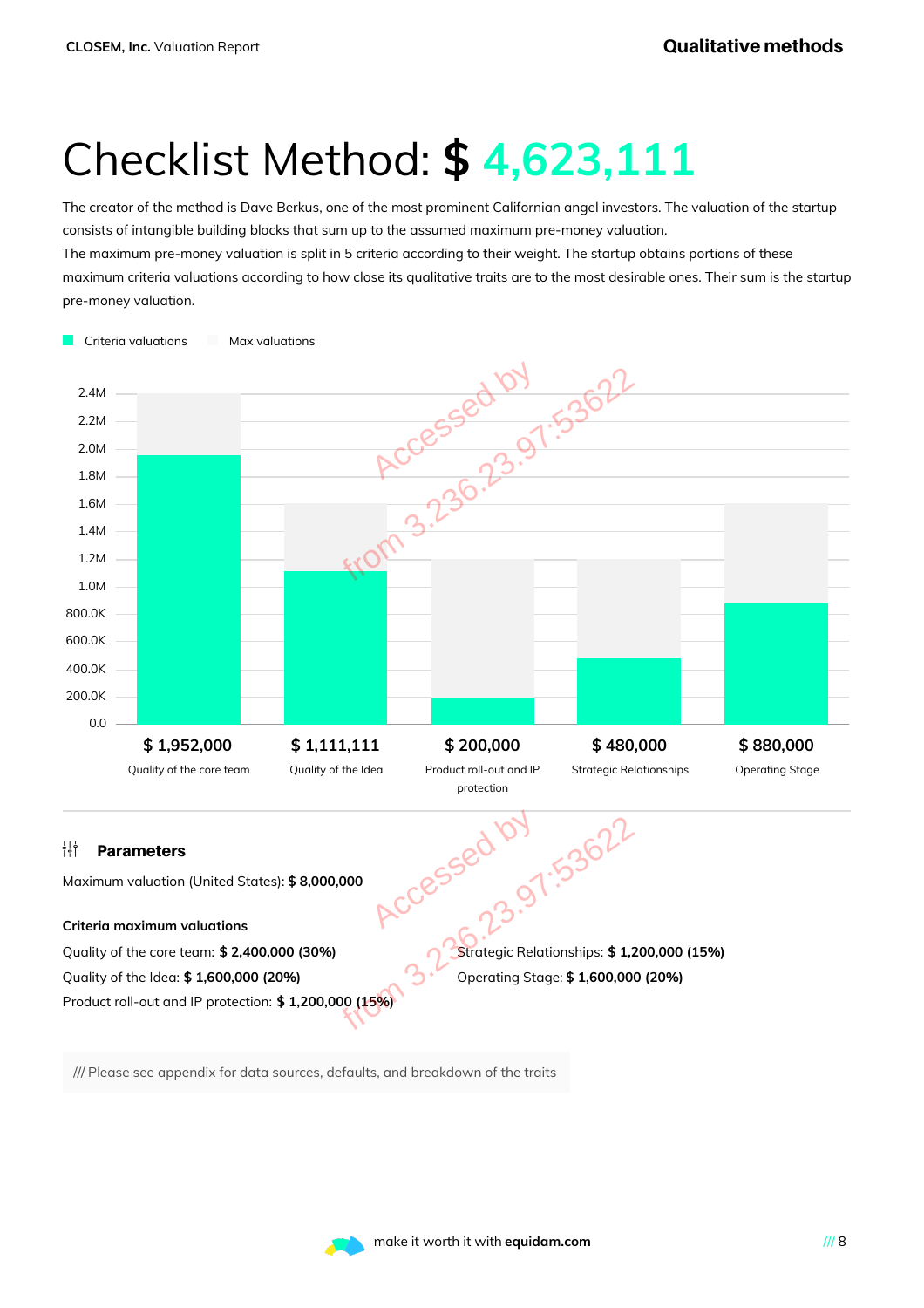# Checklist Method: $ 4,623,111

The creator of the method is Dave Berkus, one of the most prominent Californian angel investors. The valuation of the startup consists of intangible building blocks that sum up to the assumed maximum pre-money valuation.
The maximum pre-money valuation is split in 5 criteria according to their weight. The startup obtains portions of these maximum criteria valuations according to how close its qualitative traits are to the most desirable ones. Their sum is the startup pre-money valuation.

| Criteria | Criteria valuations | Max valuations |
|---|---|---|
| Quality of the core team | $ 1,952,000 | $ 2,400,000 |
| Quality of the Idea | $ 1,111,111 | $ 1,600,000 |
| Product roll-out and IP protection | $ 200,000 | $ 1,200,000 |
| Strategic Relationships | $ 480,000 | $ 1,200,000 |
| Operating Stage | $ 880,000 | $ 1,600,000 |

## Parameters

Maximum valuation (United States): **$ 8,000,000**

**Criteria maximum valuations**

Quality of the core team: **$ 2,400,000 (30%)**
Quality of the Idea: **$ 1,600,000 (20%)**
Product roll-out and IP protection: **$ 1,200,000 (15%)**
Strategic Relationships: **$ 1,200,000 (15%)**
Operating Stage: **$ 1,600,000 (20%)**

/// Please see appendix for data sources, defaults, and breakdown of the traits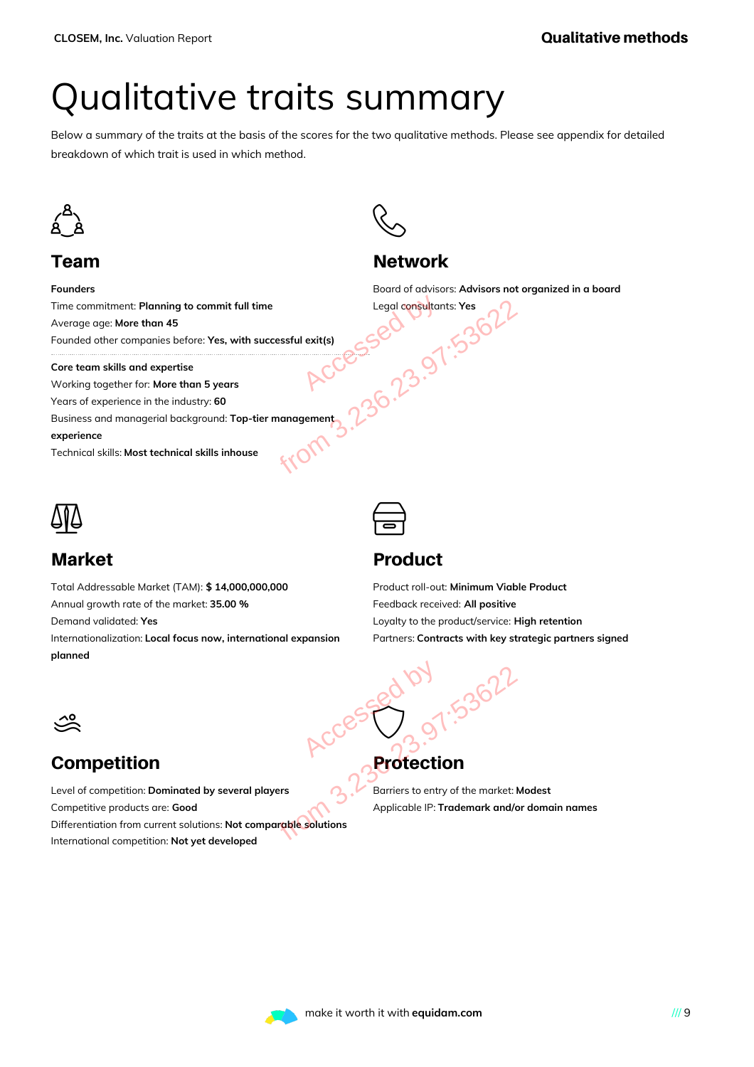# Qualitative traits summary

Below a summary of the traits at the basis of the scores for the two qualitative methods. Please see appendix for detailed breakdown of which trait is used in which method.

## Team

**Founders**

Time commitment: **Planning to commit full time**

Average age: **More than 45**

Founded other companies before: **Yes, with successful exit(s)**

**Core team skills and expertise**

Working together for: **More than 5 years**

Years of experience in the industry: **60**

Business and managerial background: **Top-tier management experience**

Technical skills: **Most technical skills inhouse**

## Network

Board of advisors: **Advisors not organized in a board**

Legal consultants: **Yes**

## Market

Total Addressable Market (TAM): **$ 14,000,000,000**

Annual growth rate of the market: **35.00 %**

Demand validated: **Yes**

Internationalization: **Local focus now, international expansion planned**

## Product

Product roll-out: **Minimum Viable Product**

Feedback received: **All positive**

Loyalty to the product/service: **High retention**

Partners: **Contracts with key strategic partners signed**

## Competition

Level of competition: **Dominated by several players**

Competitive products are: **Good**

Differentiation from current solutions: **Not comparable solutions**

International competition: **Not yet developed**

## Protection

Barriers to entry of the market: **Modest**

Applicable IP: **Trademark and/or domain names**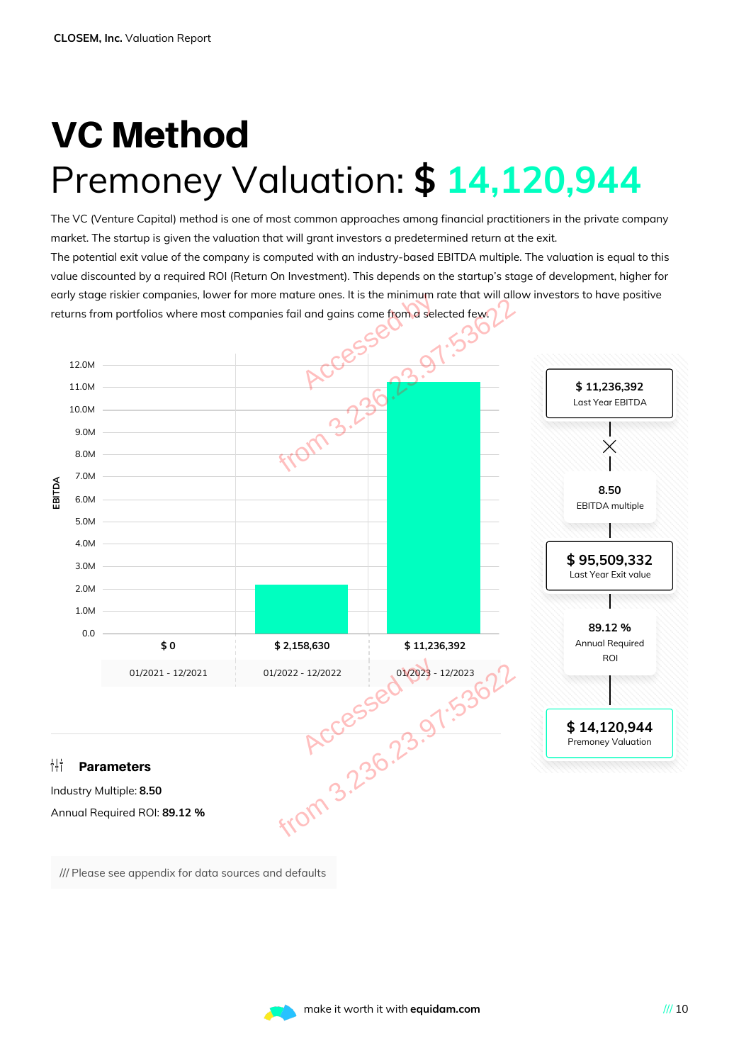# VC Method

## Premoney Valuation: $ 14,120,944

The VC (Venture Capital) method is one of most common approaches among financial practitioners in the private company market. The startup is given the valuation that will grant investors a predetermined return at the exit.
The potential exit value of the company is computed with an industry-based EBITDA multiple. The valuation is equal to this value discounted by a required ROI (Return On Investment). This depends on the startup's stage of development, higher for early stage riskier companies, lower for more mature ones. It is the minimum rate that will allow investors to have positive returns from portfolios where most companies fail and gains come from a selected few.

| Period | EBITDA |
|---|---|
| 01/2021 - 12/2021 | $ 0 |
| 01/2022 - 12/2022 | $ 2,158,630 |
| 01/2023 - 12/2023 | $ 11,236,392 |

**$ 11,236,392**
Last Year EBITDA

×

**8.50**
EBITDA multiple

**$ 95,509,332**
Last Year Exit value

**89.12 %**
Annual Required ROI

**$ 14,120,944**
Premoney Valuation

### Parameters

Industry Multiple: **8.50**

Annual Required ROI: **89.12 %**

/// Please see appendix for data sources and defaults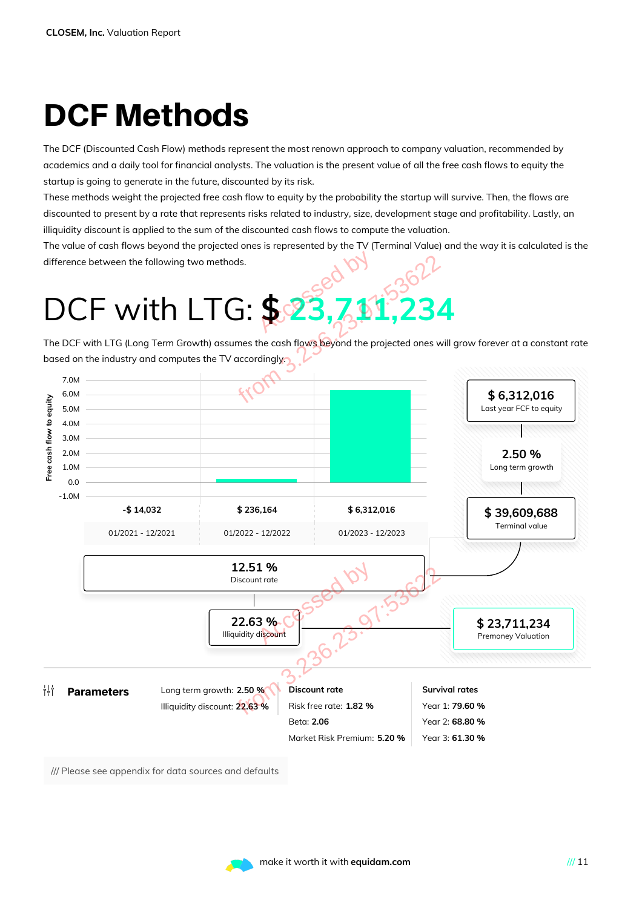# DCF Methods

The DCF (Discounted Cash Flow) methods represent the most renown approach to company valuation, recommended by academics and a daily tool for financial analysts. The valuation is the present value of all the free cash flows to equity the startup is going to generate in the future, discounted by its risk.
These methods weight the projected free cash flow to equity by the probability the startup will survive. Then, the flows are discounted to present by a rate that represents risks related to industry, size, development stage and profitability. Lastly, an illiquidity discount is applied to the sum of the discounted cash flows to compute the valuation.
The value of cash flows beyond the projected ones is represented by the TV (Terminal Value) and the way it is calculated is the difference between the following two methods.

## DCF with LTG: $ 23,711,234

The DCF with LTG (Long Term Growth) assumes the cash flows beyond the projected ones will grow forever at a constant rate based on the industry and computes the TV accordingly.

| Period | 01/2021 - 12/2021 | 01/2022 - 12/2022 | 01/2023 - 12/2023 |
|---|---|---|---|
| Free cash flow to equity | -$ 14,032 | $ 236,164 | $ 6,312,016 |

- **$ 6,312,016** Last year FCF to equity
- **2.50 %** Long term growth
- **$ 39,609,688** Terminal value
- **12.51 %** Discount rate
- **22.63 %** Illiquidity discount
- **$ 23,711,234** Premoney Valuation

**Parameters**

Long term growth: **2.50 %**
Illiquidity discount: **22.63 %**

**Discount rate**

Risk free rate: **1.82 %**
Beta: **2.06**
Market Risk Premium: **5.20 %**

**Survival rates**

Year 1: **79.60 %**
Year 2: **68.80 %**
Year 3: **61.30 %**

/// Please see appendix for data sources and defaults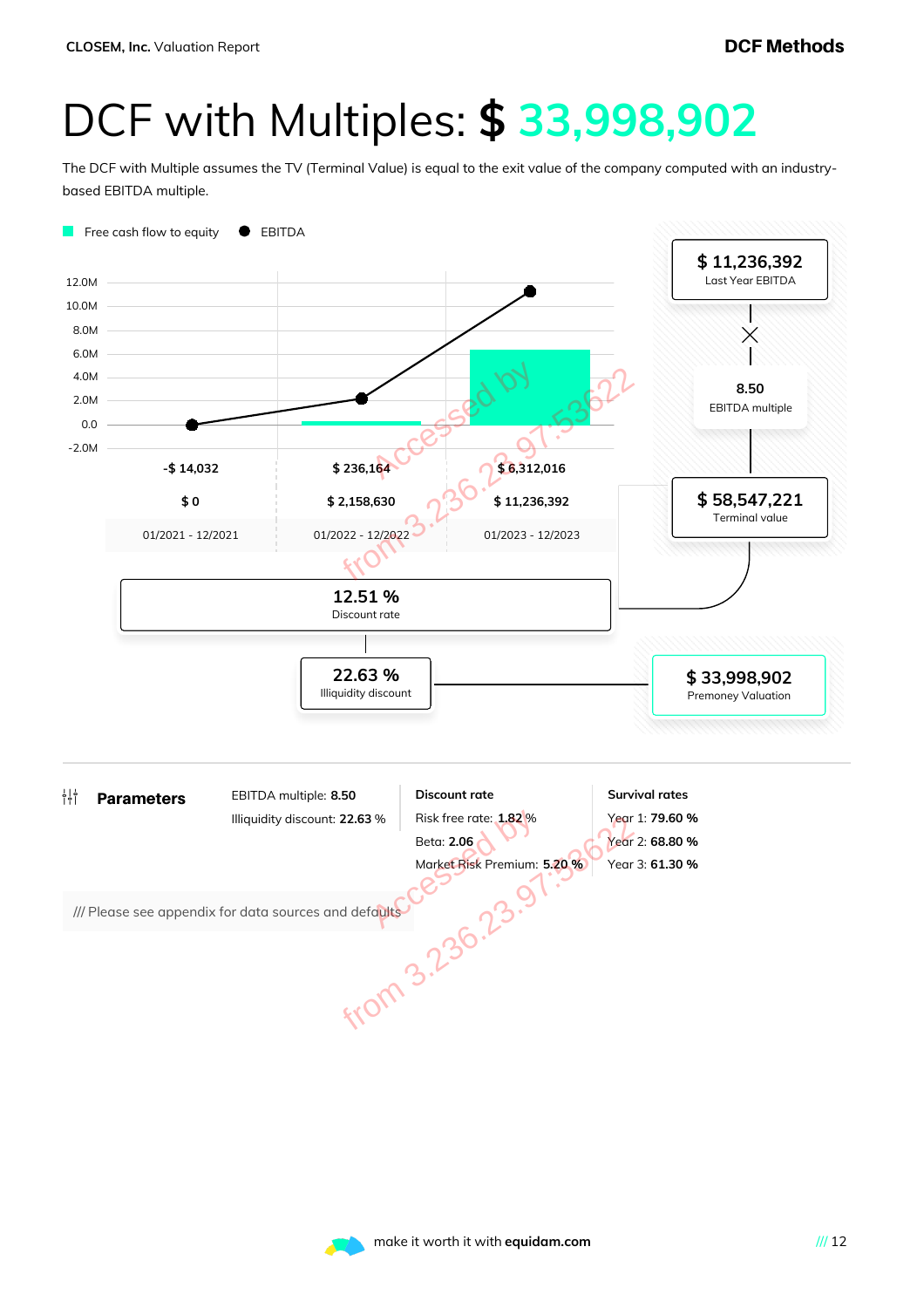# DCF with Multiples: $ 33,998,902

The DCF with Multiple assumes the TV (Terminal Value) is equal to the exit value of the company computed with an industry-based EBITDA multiple.

Free cash flow to equity ● EBITDA

| | 01/2021 - 12/2021 | 01/2022 - 12/2022 | 01/2023 - 12/2023 |
|---|---|---|---|
| Free cash flow to equity | -$ 14,032 | $ 236,164 | $ 6,312,016 |
| EBITDA | $ 0 | $ 2,158,630 | $ 11,236,392 |

**$ 11,236,392**
Last Year EBITDA

×

**8.50**
EBITDA multiple

**$ 58,547,221**
Terminal value

**12.51 %**
Discount rate

**22.63 %**
Illiquidity discount

**$ 33,998,902**
Premoney Valuation

## Parameters

EBITDA multiple: **8.50**

Illiquidity discount: **22.63 %**

**Discount rate**

Risk free rate: **1.82 %**

Beta: **2.06**

Market Risk Premium: **5.20 %**

**Survival rates**

Year 1: **79.60 %**

Year 2: **68.80 %**

Year 3: **61.30 %**

/// Please see appendix for data sources and defaults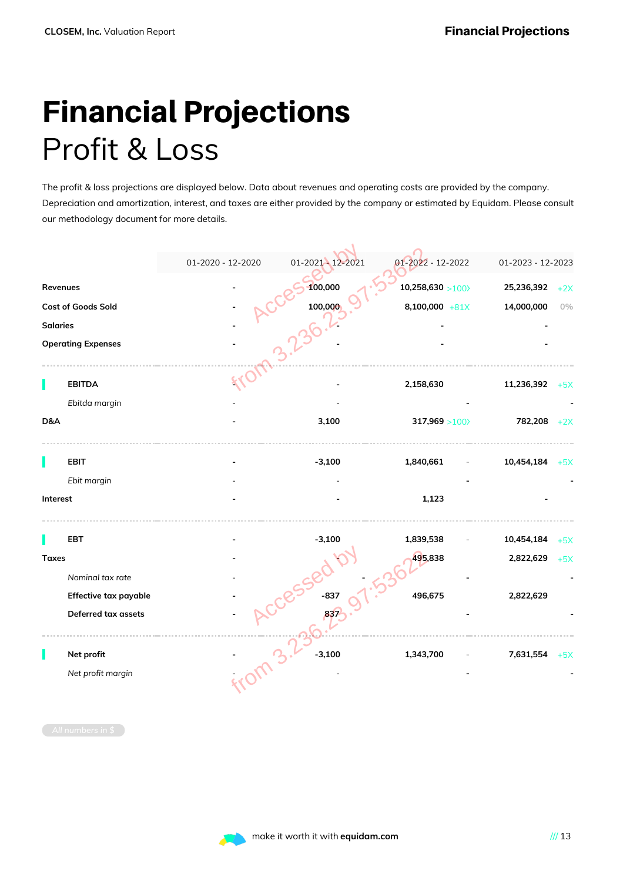# Financial Projections

## Profit & Loss

The profit & loss projections are displayed below. Data about revenues and operating costs are provided by the company. Depreciation and amortization, interest, and taxes are either provided by the company or estimated by Equidam. Please consult our methodology document for more details.

| | 01-2020 - 12-2020 | 01-2021 - 12-2021 | 01-2022 - 12-2022 | | 01-2023 - 12-2023 | |
|---|---|---|---|---|---|---|
| **Revenues** | - | 100,000 | 10,258,630 | >100X | 25,236,392 | +2X |
| **Cost of Goods Sold** | - | 100,000 | 8,100,000 | +81X | 14,000,000 | 0% |
| **Salaries** | - | - | - | | - | |
| **Operating Expenses** | - | - | - | | - | |
| **EBITDA** | - | - | 2,158,630 | | 11,236,392 | +5X |
| *Ebitda margin* | - | - | - | | - | |
| **D&A** | - | 3,100 | 317,969 | >100X | 782,208 | +2X |
| **EBIT** | - | -3,100 | 1,840,661 | - | 10,454,184 | +5X |
| *Ebit margin* | - | - | - | | - | |
| **Interest** | - | - | 1,123 | | - | |
| **EBT** | - | -3,100 | 1,839,538 | - | 10,454,184 | +5X |
| **Taxes** | - | - | 495,838 | | 2,822,629 | +5X |
| *Nominal tax rate* | - | - | - | | - | |
| **Effective tax payable** | - | -837 | 496,675 | | 2,822,629 | |
| **Deferred tax assets** | - | 837 | - | | - | |
| **Net profit** | - | -3,100 | 1,343,700 | - | 7,631,554 | +5X |
| *Net profit margin* | - | - | - | | - | |

All numbers in $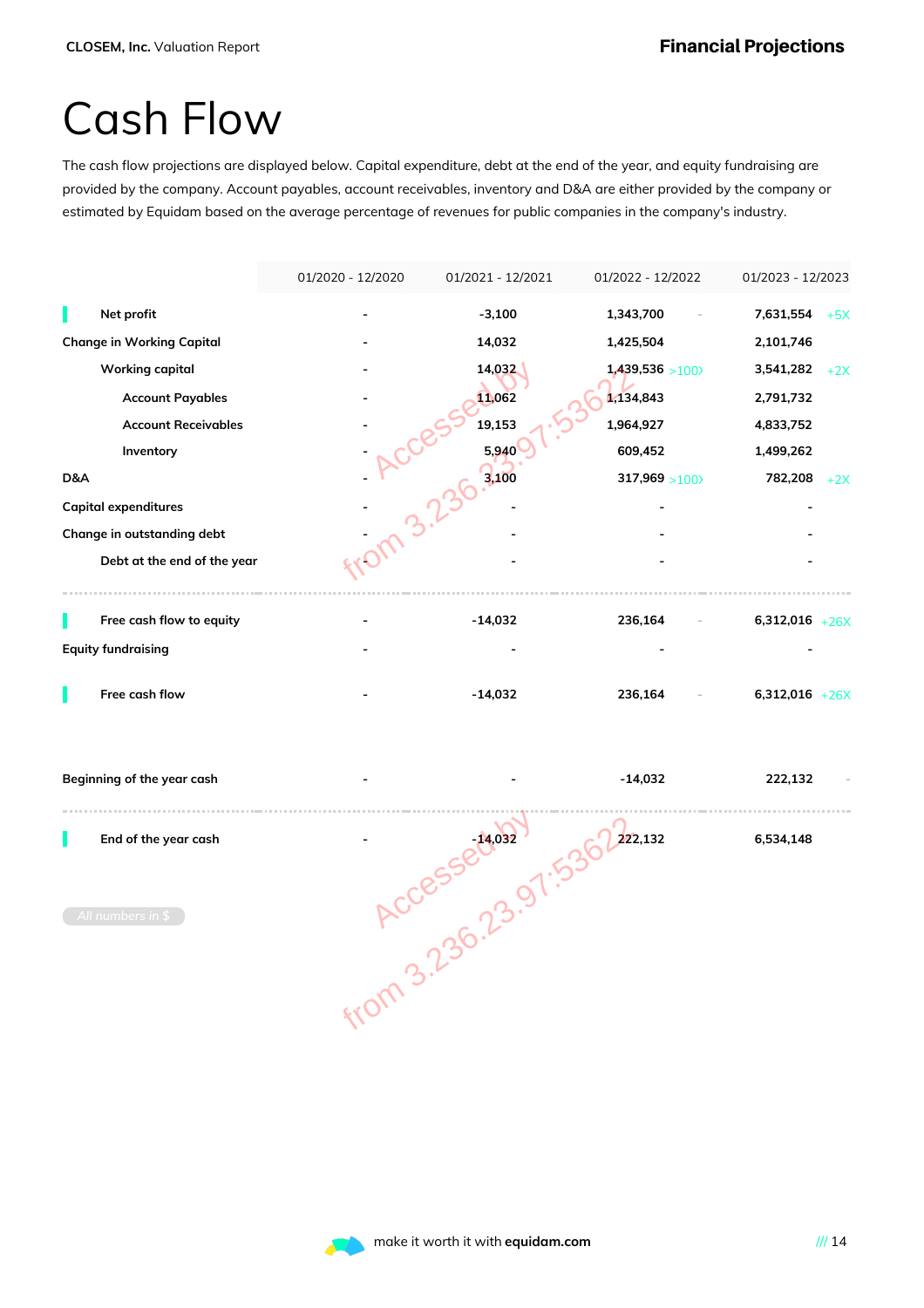# Cash Flow

The cash flow projections are displayed below. Capital expenditure, debt at the end of the year, and equity fundraising are provided by the company. Account payables, account receivables, inventory and D&A are either provided by the company or estimated by Equidam based on the average percentage of revenues for public companies in the company's industry.

| | 01/2020 - 12/2020 | 01/2021 - 12/2021 | 01/2022 - 12/2022 | | 01/2023 - 12/2023 | |
|---|---|---|---|---|---|---|
| **Net profit** | - | -3,100 | 1,343,700 | - | 7,631,554 | +5X |
| **Change in Working Capital** | - | 14,032 | 1,425,504 | | 2,101,746 | |
| Working capital | - | 14,032 | 1,439,536 | >100X | 3,541,282 | +2X |
| Account Payables | - | 11,062 | 1,134,843 | | 2,791,732 | |
| Account Receivables | - | 19,153 | 1,964,927 | | 4,833,752 | |
| Inventory | - | 5,940 | 609,452 | | 1,499,262 | |
| **D&A** | - | 3,100 | 317,969 | >100X | 782,208 | +2X |
| **Capital expenditures** | - | - | - | | - | |
| **Change in outstanding debt** | - | - | - | | - | |
| Debt at the end of the year | - | - | - | | - | |
| **Free cash flow to equity** | - | -14,032 | 236,164 | - | 6,312,016 | +26X |
| **Equity fundraising** | - | - | - | | - | |
| **Free cash flow** | - | -14,032 | 236,164 | - | 6,312,016 | +26X |
| **Beginning of the year cash** | - | - | -14,032 | | 222,132 | - |
| **End of the year cash** | - | -14,032 | 222,132 | | 6,534,148 | |

All numbers in $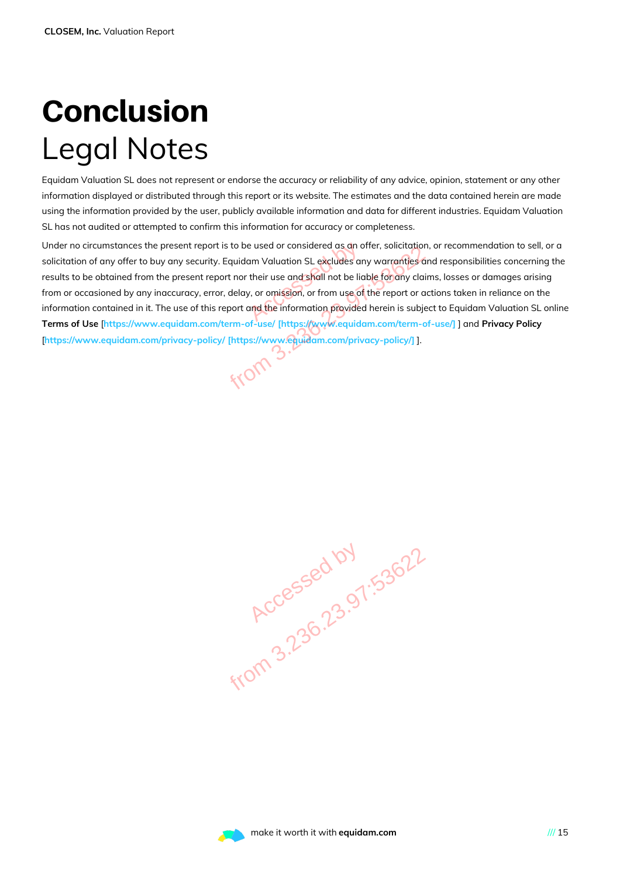# Conclusion

## Legal Notes

Equidam Valuation SL does not represent or endorse the accuracy or reliability of any advice, opinion, statement or any other information displayed or distributed through this report or its website. The estimates and the data contained herein are made using the information provided by the user, publicly available information and data for different industries. Equidam Valuation SL has not audited or attempted to confirm this information for accuracy or completeness.

Under no circumstances the present report is to be used or considered as an offer, solicitation, or recommendation to sell, or a solicitation of any offer to buy any security. Equidam Valuation SL excludes any warranties and responsibilities concerning the results to be obtained from the present report nor their use and shall not be liable for any claims, losses or damages arising from or occasioned by any inaccuracy, error, delay, or omission, or from use of the report or actions taken in reliance on the information contained in it. The use of this report and the information provided herein is subject to Equidam Valuation SL online **Terms of Use** [https://www.equidam.com/term-of-use/ [https://www.equidam.com/term-of-use/] ] and **Privacy Policy** [https://www.equidam.com/privacy-policy/ [https://www.equidam.com/privacy-policy/] ].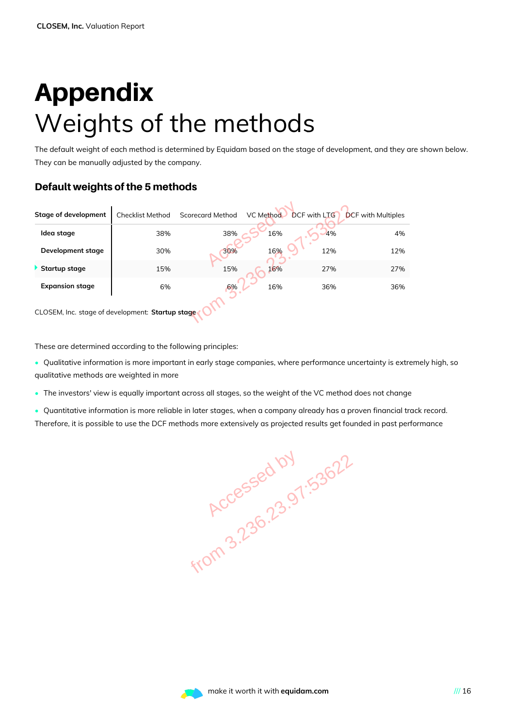# Appendix

# Weights of the methods

The default weight of each method is determined by Equidam based on the stage of development, and they are shown below. They can be manually adjusted by the company.

### Default weights of the 5 methods

| Stage of development | Checklist Method | Scorecard Method | VC Method | DCF with LTG | DCF with Multiples |
|---|---|---|---|---|---|
| Idea stage | 38% | 38% | 16% | 4% | 4% |
| Development stage | 30% | 30% | 16% | 12% | 12% |
| Startup stage | 15% | 15% | 16% | 27% | 27% |
| Expansion stage | 6% | 6% | 16% | 36% | 36% |

CLOSEM, Inc. stage of development: **Startup stage**

These are determined according to the following principles:

- Qualitative information is more important in early stage companies, where performance uncertainty is extremely high, so qualitative methods are weighted in more
- The investors' view is equally important across all stages, so the weight of the VC method does not change
- Quantitative information is more reliable in later stages, when a company already has a proven financial track record. Therefore, it is possible to use the DCF methods more extensively as projected results get founded in past performance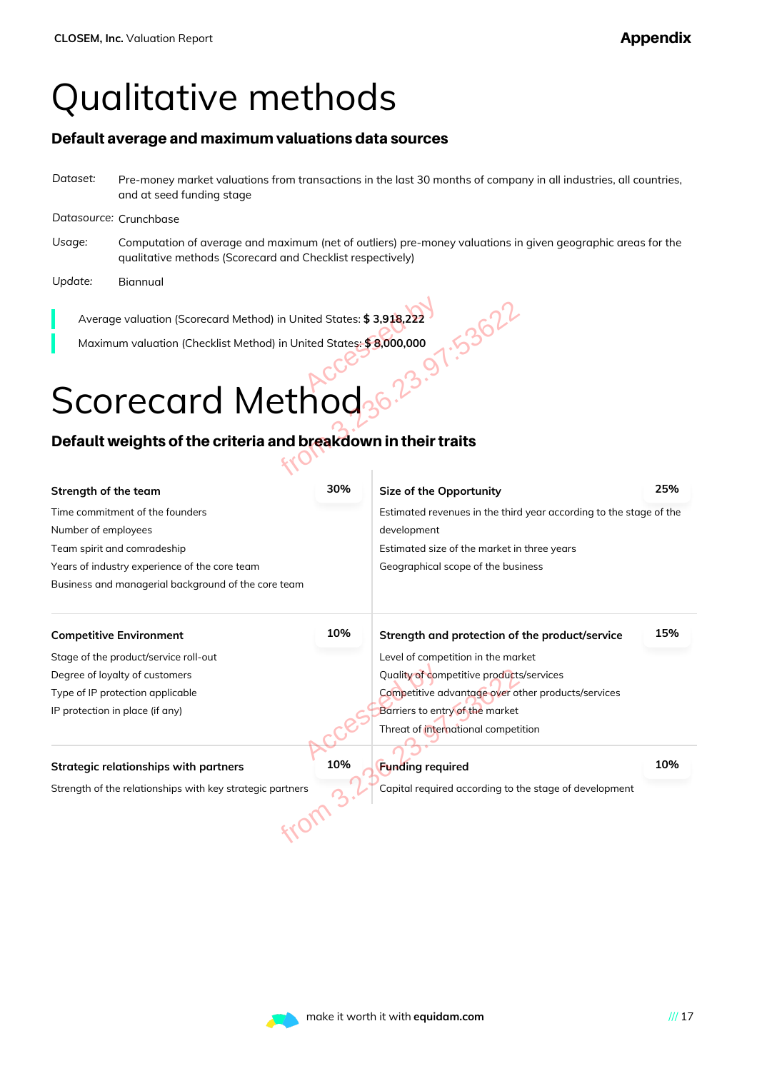# Qualitative methods

## Default average and maximum valuations data sources

*Dataset:* Pre-money market valuations from transactions in the last 30 months of company in all industries, all countries, and at seed funding stage

*Datasource:* Crunchbase

*Usage:* Computation of average and maximum (net of outliers) pre-money valuations in given geographic areas for the qualitative methods (Scorecard and Checklist respectively)

*Update:* Biannual

Average valuation (Scorecard Method) in United States: **$ 3,918,222**

Maximum valuation (Checklist Method) in United States: **$ 8,000,000**

# Scorecard Method

## Default weights of the criteria and breakdown in their traits

**Strength of the team** — 30%

- Time commitment of the founders
- Number of employees
- Team spirit and comradeship
- Years of industry experience of the core team
- Business and managerial background of the core team

**Size of the Opportunity** — 25%

- Estimated revenues in the third year according to the stage of the development
- Estimated size of the market in three years
- Geographical scope of the business

**Competitive Environment** — 10%

- Stage of the product/service roll-out
- Degree of loyalty of customers
- Type of IP protection applicable
- IP protection in place (if any)

**Strength and protection of the product/service** — 15%

- Level of competition in the market
- Quality of competitive products/services
- Competitive advantage over other products/services
- Barriers to entry of the market
- Threat of international competition

**Strategic relationships with partners** — 10%

- Strength of the relationships with key strategic partners

**Funding required** — 10%

- Capital required according to the stage of development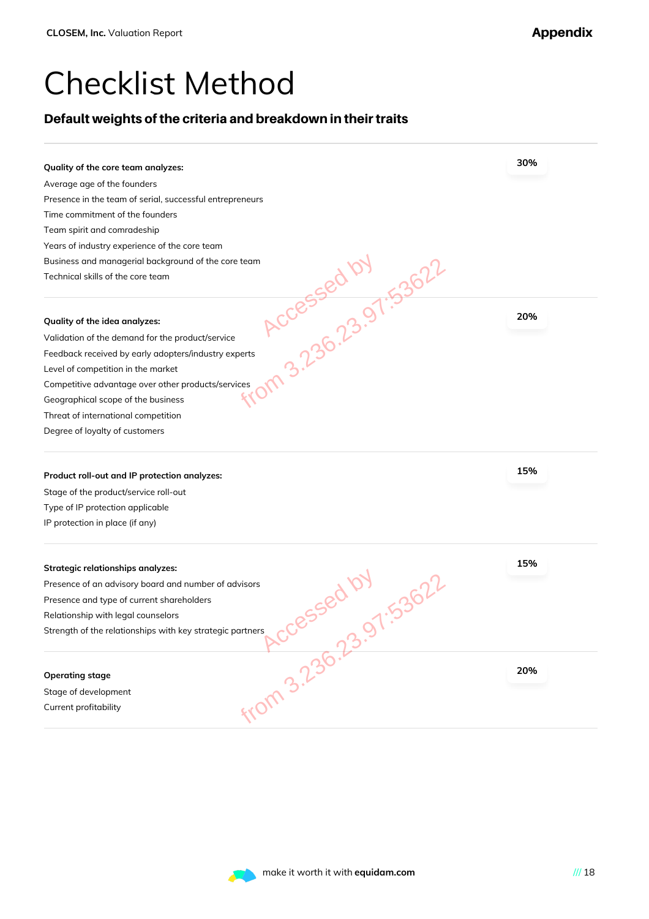# Checklist Method

**Default weights of the criteria and breakdown in their traits**

**Quality of the core team analyzes:** **30%**

Average age of the founders
Presence in the team of serial, successful entrepreneurs
Time commitment of the founders
Team spirit and comradeship
Years of industry experience of the core team
Business and managerial background of the core team
Technical skills of the core team

**Quality of the idea analyzes:** **20%**

Validation of the demand for the product/service
Feedback received by early adopters/industry experts
Level of competition in the market
Competitive advantage over other products/services
Geographical scope of the business
Threat of international competition
Degree of loyalty of customers

**Product roll-out and IP protection analyzes:** **15%**

Stage of the product/service roll-out
Type of IP protection applicable
IP protection in place (if any)

**Strategic relationships analyzes:** **15%**

Presence of an advisory board and number of advisors
Presence and type of current shareholders
Relationship with legal counselors
Strength of the relationships with key strategic partners

**Operating stage** **20%**

Stage of development
Current profitability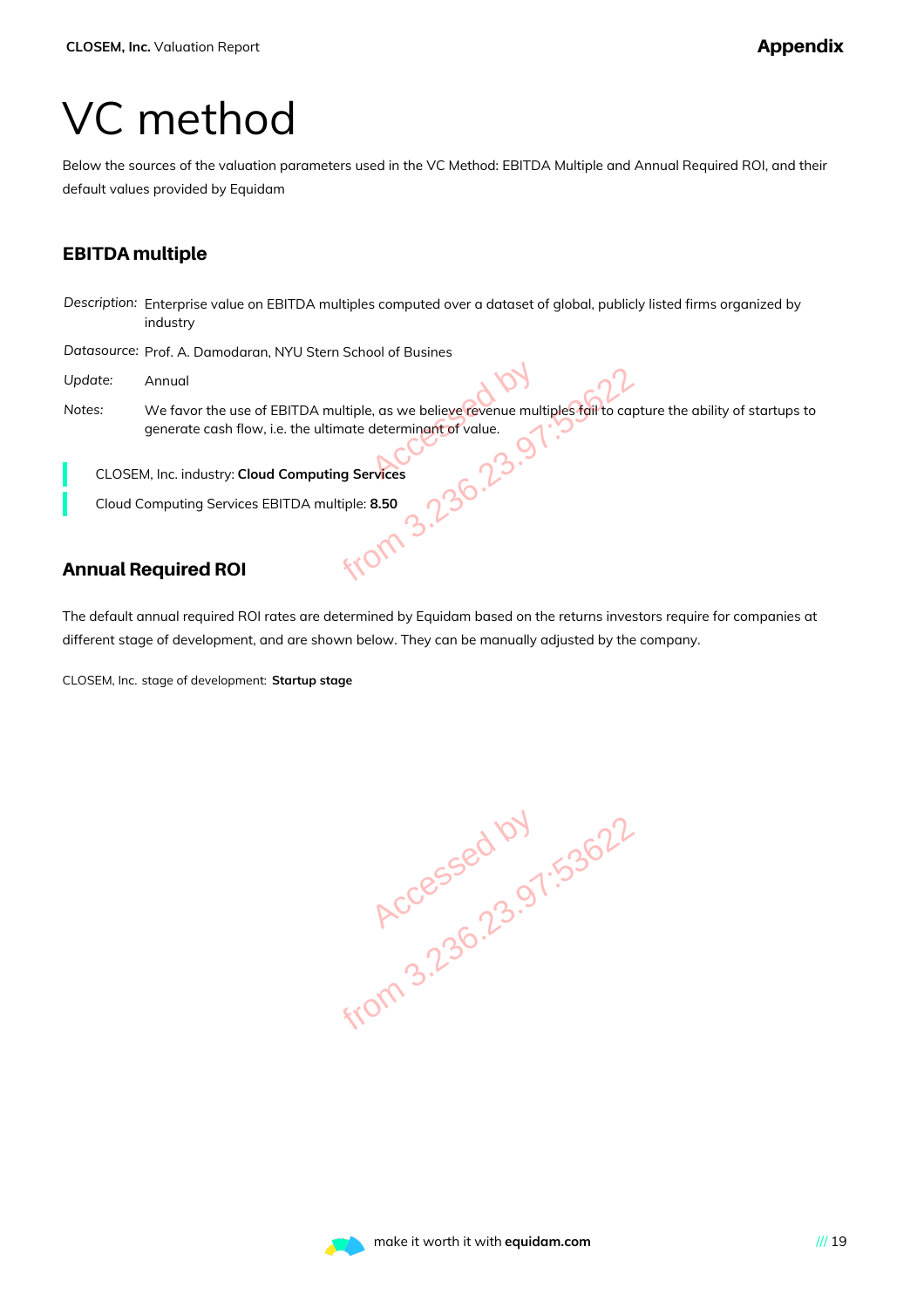# VC method

Below the sources of the valuation parameters used in the VC Method: EBITDA Multiple and Annual Required ROI, and their default values provided by Equidam

## EBITDA multiple

*Description:* Enterprise value on EBITDA multiples computed over a dataset of global, publicly listed firms organized by industry

*Datasource:* Prof. A. Damodaran, NYU Stern School of Busines

*Update:* Annual

*Notes:* We favor the use of EBITDA multiple, as we believe revenue multiples fail to capture the ability of startups to generate cash flow, i.e. the ultimate determinant of value.

CLOSEM, Inc. industry: **Cloud Computing Services**

Cloud Computing Services EBITDA multiple: **8.50**

## Annual Required ROI

The default annual required ROI rates are determined by Equidam based on the returns investors require for companies at different stage of development, and are shown below. They can be manually adjusted by the company.

CLOSEM, Inc. stage of development: **Startup stage**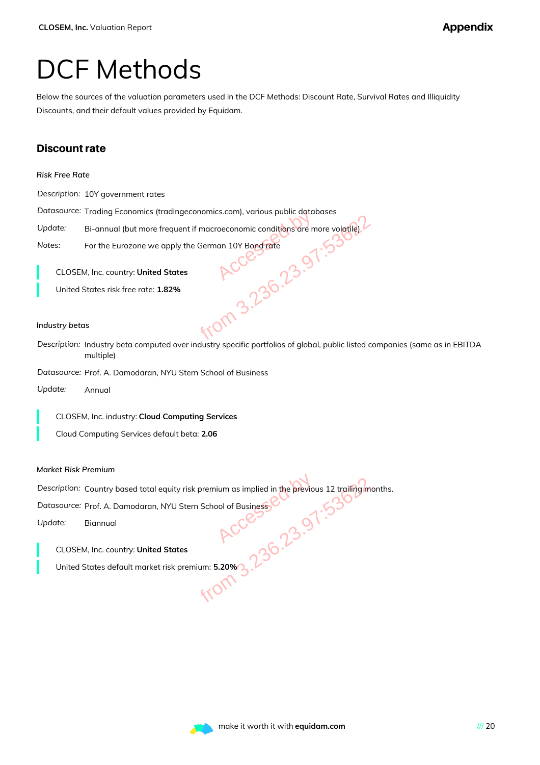# DCF Methods

Below the sources of the valuation parameters used in the DCF Methods: Discount Rate, Survival Rates and Illiquidity Discounts, and their default values provided by Equidam.

## Discount rate

*Risk Free Rate*

*Description:* 10Y government rates

*Datasource:* Trading Economics (tradingeconomics.com), various public databases

*Update:* Bi-annual (but more frequent if macroeconomic conditions are more volatile)

*Notes:* For the Eurozone we apply the German 10Y Bond rate

CLOSEM, Inc. country: **United States**

United States risk free rate: **1.82%**

*Industry betas*

*Description:* Industry beta computed over industry specific portfolios of global, public listed companies (same as in EBITDA multiple)

*Datasource:* Prof. A. Damodaran, NYU Stern School of Business

*Update:* Annual

CLOSEM, Inc. industry: **Cloud Computing Services**

Cloud Computing Services default beta: **2.06**

*Market Risk Premium*

*Description:* Country based total equity risk premium as implied in the previous 12 trailing months.

*Datasource:* Prof. A. Damodaran, NYU Stern School of Business

*Update:* Biannual

CLOSEM, Inc. country: **United States**

United States default market risk premium: **5.20%**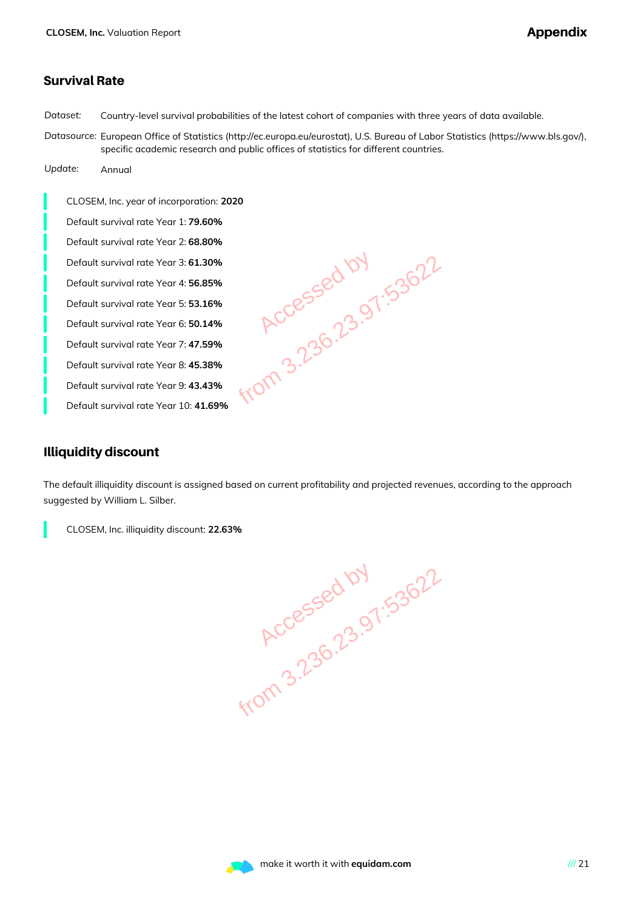## Survival Rate

*Dataset:* Country-level survival probabilities of the latest cohort of companies with three years of data available.

*Datasource:* European Office of Statistics (http://ec.europa.eu/eurostat), U.S. Bureau of Labor Statistics (https://www.bls.gov/), specific academic research and public offices of statistics for different countries.

*Update:* Annual

CLOSEM, Inc. year of incorporation: **2020**

Default survival rate Year 1: **79.60%**

Default survival rate Year 2: **68.80%**

Default survival rate Year 3: **61.30%**

Default survival rate Year 4: **56.85%**

Default survival rate Year 5: **53.16%**

Default survival rate Year 6: **50.14%**

Default survival rate Year 7: **47.59%**

Default survival rate Year 8: **45.38%**

Default survival rate Year 9: **43.43%**

Default survival rate Year 10: **41.69%**

## Illiquidity discount

The default illiquidity discount is assigned based on current profitability and projected revenues, according to the approach suggested by William L. Silber.

CLOSEM, Inc. illiquidity discount: **22.63%**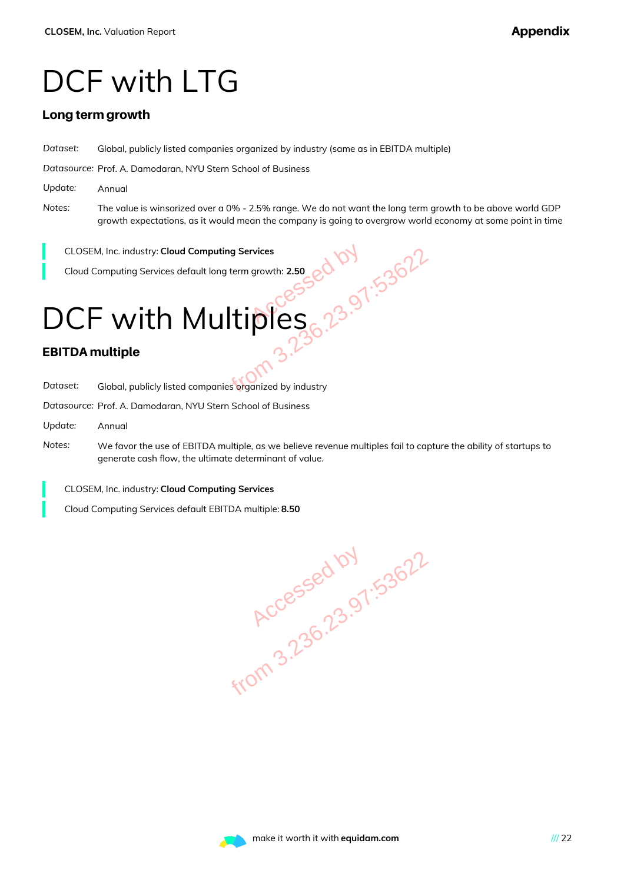# DCF with LTG

### Long term growth

*Dataset:* Global, publicly listed companies organized by industry (same as in EBITDA multiple)

*Datasource:* Prof. A. Damodaran, NYU Stern School of Business

*Update:* Annual

*Notes:* The value is winsorized over a 0% - 2.5% range. We do not want the long term growth to be above world GDP growth expectations, as it would mean the company is going to overgrow world economy at some point in time

CLOSEM, Inc. industry: **Cloud Computing Services**

Cloud Computing Services default long term growth: **2.50**

# DCF with Multiples

### EBITDA multiple

*Dataset:* Global, publicly listed companies organized by industry

*Datasource:* Prof. A. Damodaran, NYU Stern School of Business

*Update:* Annual

*Notes:* We favor the use of EBITDA multiple, as we believe revenue multiples fail to capture the ability of startups to generate cash flow, the ultimate determinant of value.

CLOSEM, Inc. industry: **Cloud Computing Services**

Cloud Computing Services default EBITDA multiple: **8.50**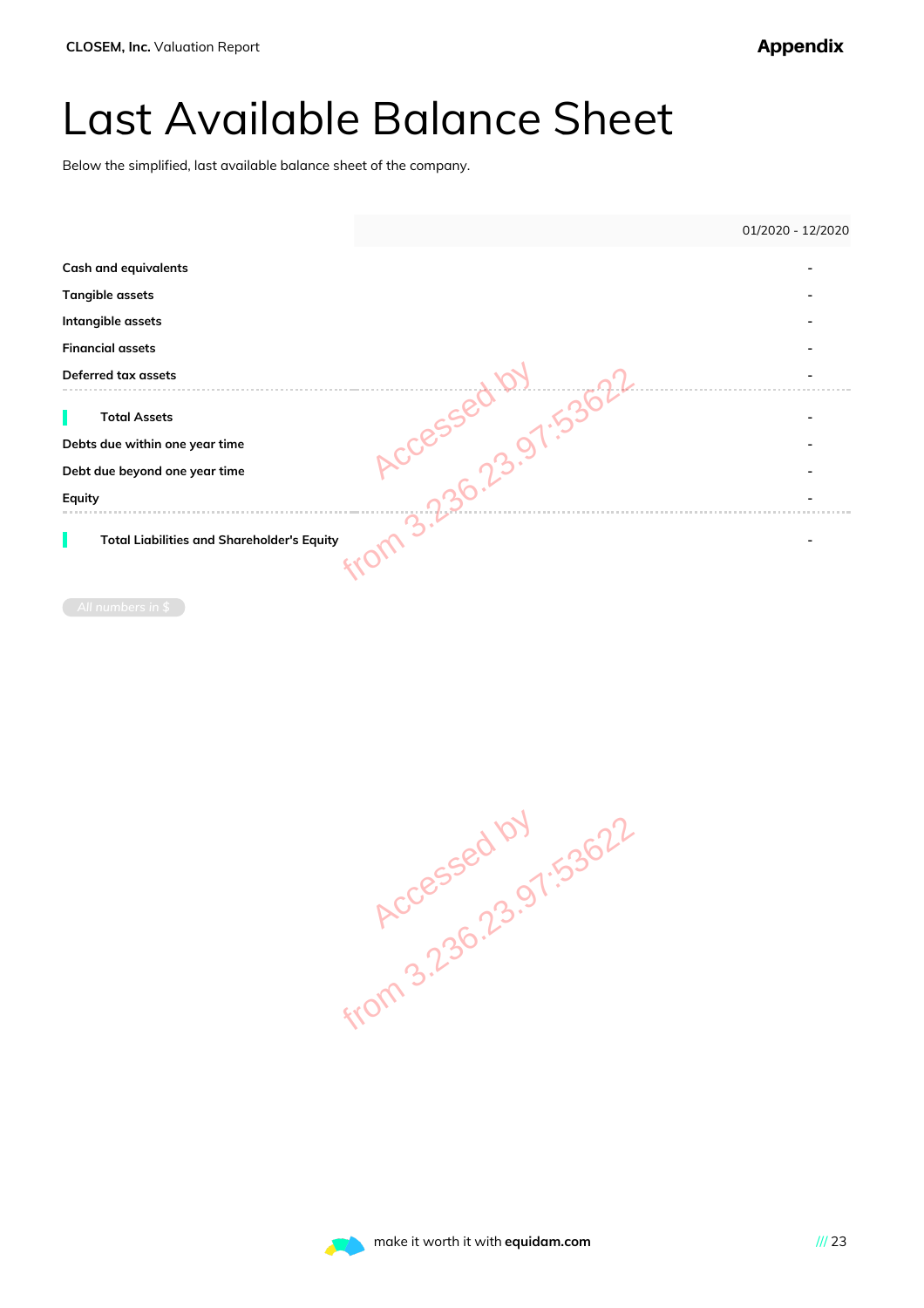# Last Available Balance Sheet

Below the simplified, last available balance sheet of the company.

| | 01/2020 - 12/2020 |
|---|---|
| Cash and equivalents | - |
| Tangible assets | - |
| Intangible assets | - |
| Financial assets | - |
| Deferred tax assets | - |
| **Total Assets** | - |
| Debts due within one year time | - |
| Debt due beyond one year time | - |
| Equity | - |
| **Total Liabilities and Shareholder's Equity** | - |

All numbers in $